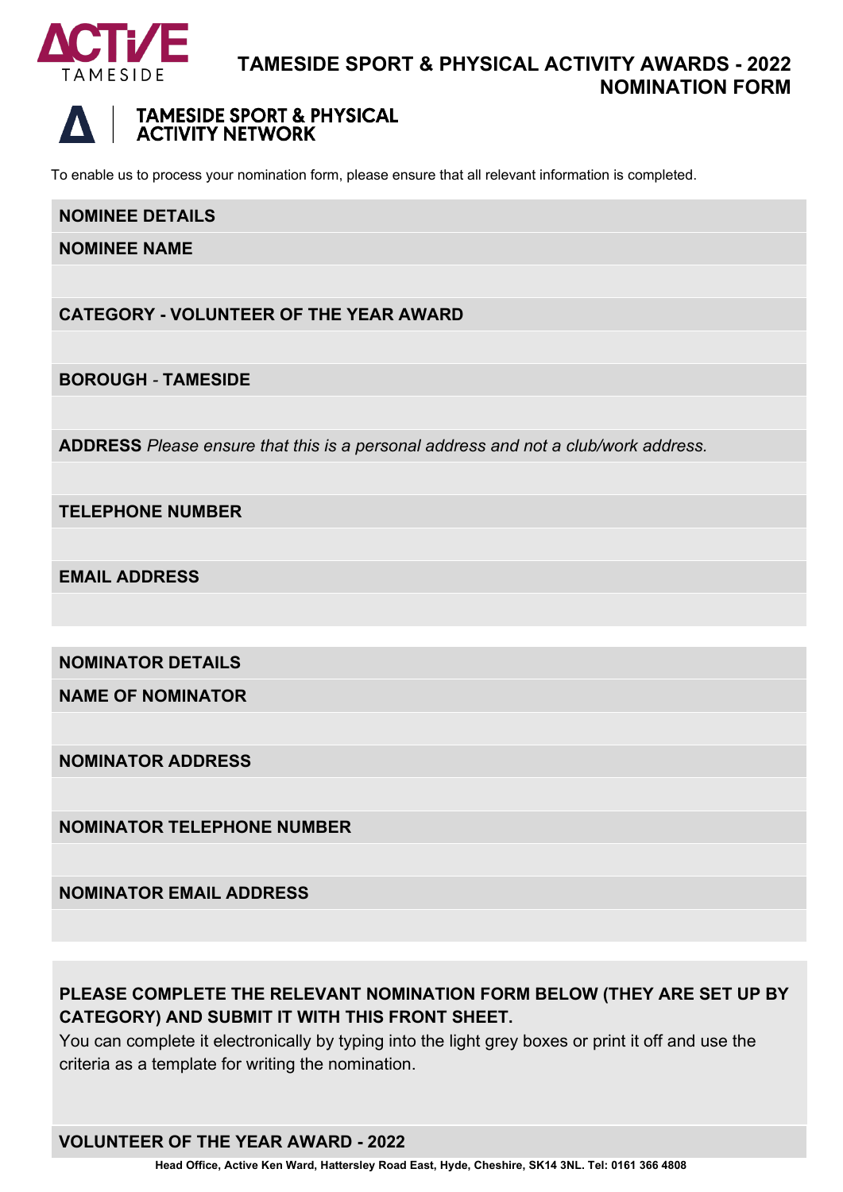# TAMESIDE SPORT & PHYSICAL ACTIVITY AWARDS - 2022 NOMINATION FORM

**TAMESIDE SPORT & PHYSICAL ACTIVITY NETWORK**

To enable us to process your nomination form, please ensure that all relevant information is completed.

| **NOMINEE DETAILS** |
|---|
| **NOMINEE NAME** |
| |
| **CATEGORY - VOLUNTEER OF THE YEAR AWARD** |
| |
| **BOROUGH - TAMESIDE** |
| |
| **ADDRESS** *Please ensure that this is a personal address and not a club/work address.* |
| |
| **TELEPHONE NUMBER** |
| |
| **EMAIL ADDRESS** |
| |

| **NOMINATOR DETAILS** |
|---|
| **NAME OF NOMINATOR** |
| |
| **NOMINATOR ADDRESS** |
| |
| **NOMINATOR TELEPHONE NUMBER** |
| |
| **NOMINATOR EMAIL ADDRESS** |
| |

**PLEASE COMPLETE THE RELEVANT NOMINATION FORM BELOW (THEY ARE SET UP BY CATEGORY) AND SUBMIT IT WITH THIS FRONT SHEET.**

You can complete it electronically by typing into the light grey boxes or print it off and use the criteria as a template for writing the nomination.

**VOLUNTEER OF THE YEAR AWARD - 2022**

**Head Office, Active Ken Ward, Hattersley Road East, Hyde, Cheshire, SK14 3NL. Tel: 0161 366 4808**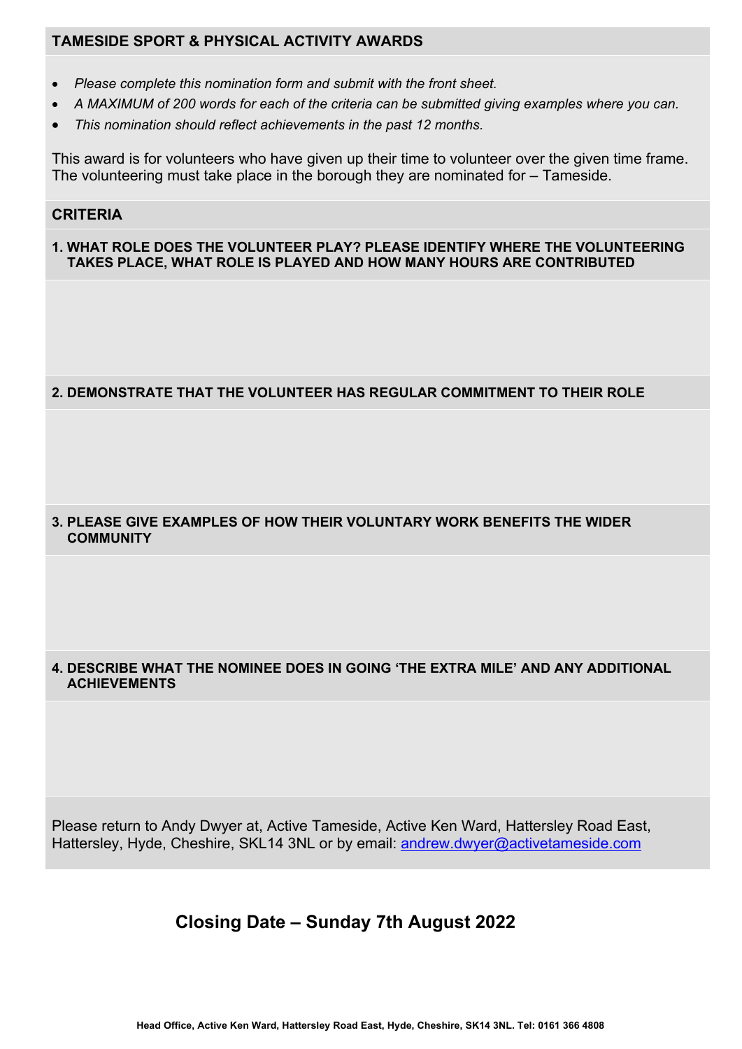## TAMESIDE SPORT & PHYSICAL ACTIVITY AWARDS

- *Please complete this nomination form and submit with the front sheet.*
- *A MAXIMUM of 200 words for each of the criteria can be submitted giving examples where you can.*
- *This nomination should reflect achievements in the past 12 months.*

This award is for volunteers who have given up their time to volunteer over the given time frame. The volunteering must take place in the borough they are nominated for – Tameside.

## CRITERIA

**1. WHAT ROLE DOES THE VOLUNTEER PLAY? PLEASE IDENTIFY WHERE THE VOLUNTEERING TAKES PLACE, WHAT ROLE IS PLAYED AND HOW MANY HOURS ARE CONTRIBUTED**

**2. DEMONSTRATE THAT THE VOLUNTEER HAS REGULAR COMMITMENT TO THEIR ROLE**

**3. PLEASE GIVE EXAMPLES OF HOW THEIR VOLUNTARY WORK BENEFITS THE WIDER COMMUNITY**

**4. DESCRIBE WHAT THE NOMINEE DOES IN GOING 'THE EXTRA MILE' AND ANY ADDITIONAL ACHIEVEMENTS**

Please return to Andy Dwyer at, Active Tameside, Active Ken Ward, Hattersley Road East, Hattersley, Hyde, Cheshire, SKL14 3NL or by email: andrew.dwyer@activetameside.com

**Closing Date – Sunday 7th August 2022**

**Head Office, Active Ken Ward, Hattersley Road East, Hyde, Cheshire, SK14 3NL. Tel: 0161 366 4808**